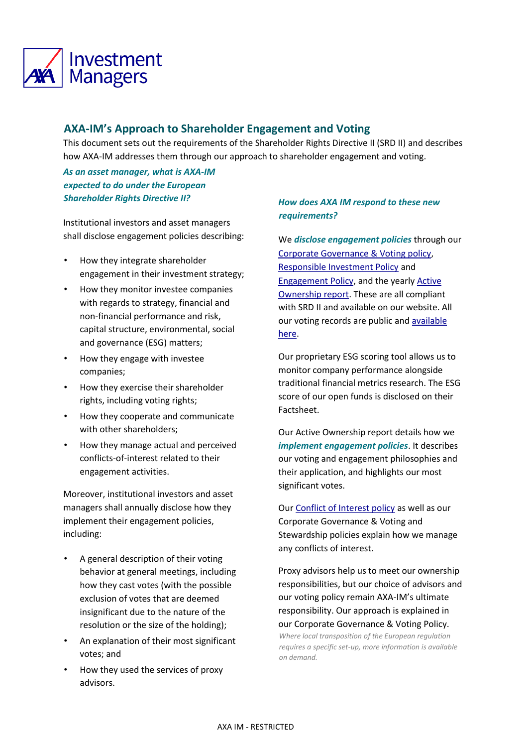# AXA-IM's Approach to Shareholder Engagement and Voting

This document sets out the requirements of the Shareholder Rights Directive II (SRD II) and describes how AXA-IM addresses them through our approach to shareholder engagement and voting.

### *As an asset manager, what is AXA-IM expected to do under the European Shareholder Rights Directive II?*

Institutional investors and asset managers shall disclose engagement policies describing:

- How they integrate shareholder engagement in their investment strategy;
- How they monitor investee companies with regards to strategy, financial and non-financial performance and risk, capital structure, environmental, social and governance (ESG) matters;
- How they engage with investee companies;
- How they exercise their shareholder rights, including voting rights;
- How they cooperate and communicate with other shareholders;
- How they manage actual and perceived conflicts-of-interest related to their engagement activities.

Moreover, institutional investors and asset managers shall annually disclose how they implement their engagement policies, including:

- A general description of their voting behavior at general meetings, including how they cast votes (with the possible exclusion of votes that are deemed insignificant due to the nature of the resolution or the size of the holding);
- An explanation of their most significant votes; and
- How they used the services of proxy advisors.

### *How does AXA IM respond to these new requirements?*

We ***disclose engagement policies*** through our Corporate Governance & Voting policy, Responsible Investment Policy and Engagement Policy, and the yearly Active Ownership report. These are all compliant with SRD II and available on our website. All our voting records are public and available here.

Our proprietary ESG scoring tool allows us to monitor company performance alongside traditional financial metrics research. The ESG score of our open funds is disclosed on their Factsheet.

Our Active Ownership report details how we ***implement engagement policies***. It describes our voting and engagement philosophies and their application, and highlights our most significant votes.

Our Conflict of Interest policy as well as our Corporate Governance & Voting and Stewardship policies explain how we manage any conflicts of interest.

Proxy advisors help us to meet our ownership responsibilities, but our choice of advisors and our voting policy remain AXA-IM's ultimate responsibility. Our approach is explained in our Corporate Governance & Voting Policy.

*Where local transposition of the European regulation requires a specific set-up, more information is available on demand.*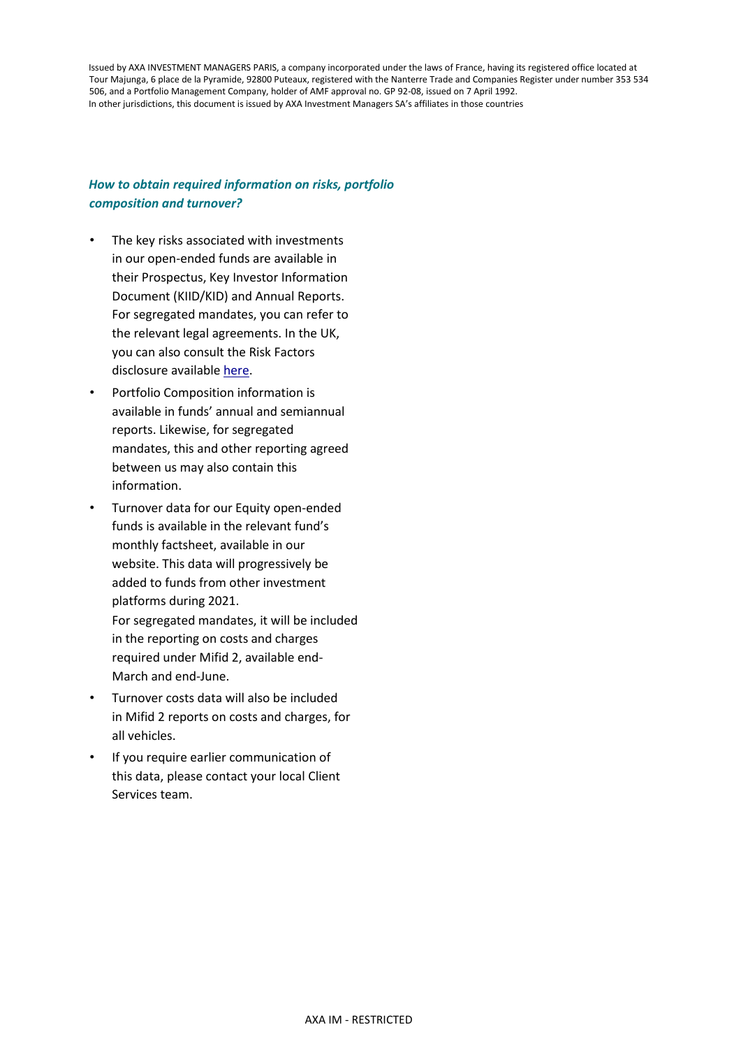Issued by AXA INVESTMENT MANAGERS PARIS, a company incorporated under the laws of France, having its registered office located at Tour Majunga, 6 place de la Pyramide, 92800 Puteaux, registered with the Nanterre Trade and Companies Register under number 353 534 506, and a Portfolio Management Company, holder of AMF approval no. GP 92-08, issued on 7 April 1992.
In other jurisdictions, this document is issued by AXA Investment Managers SA's affiliates in those countries

### *How to obtain required information on risks, portfolio composition and turnover?*

- The key risks associated with investments in our open-ended funds are available in their Prospectus, Key Investor Information Document (KIID/KID) and Annual Reports. For segregated mandates, you can refer to the relevant legal agreements. In the UK, you can also consult the Risk Factors disclosure available here.
- Portfolio Composition information is available in funds' annual and semiannual reports. Likewise, for segregated mandates, this and other reporting agreed between us may also contain this information.
- Turnover data for our Equity open-ended funds is available in the relevant fund's monthly factsheet, available in our website. This data will progressively be added to funds from other investment platforms during 2021.
  For segregated mandates, it will be included in the reporting on costs and charges required under Mifid 2, available end-March and end-June.
- Turnover costs data will also be included in Mifid 2 reports on costs and charges, for all vehicles.
- If you require earlier communication of this data, please contact your local Client Services team.

AXA IM - RESTRICTED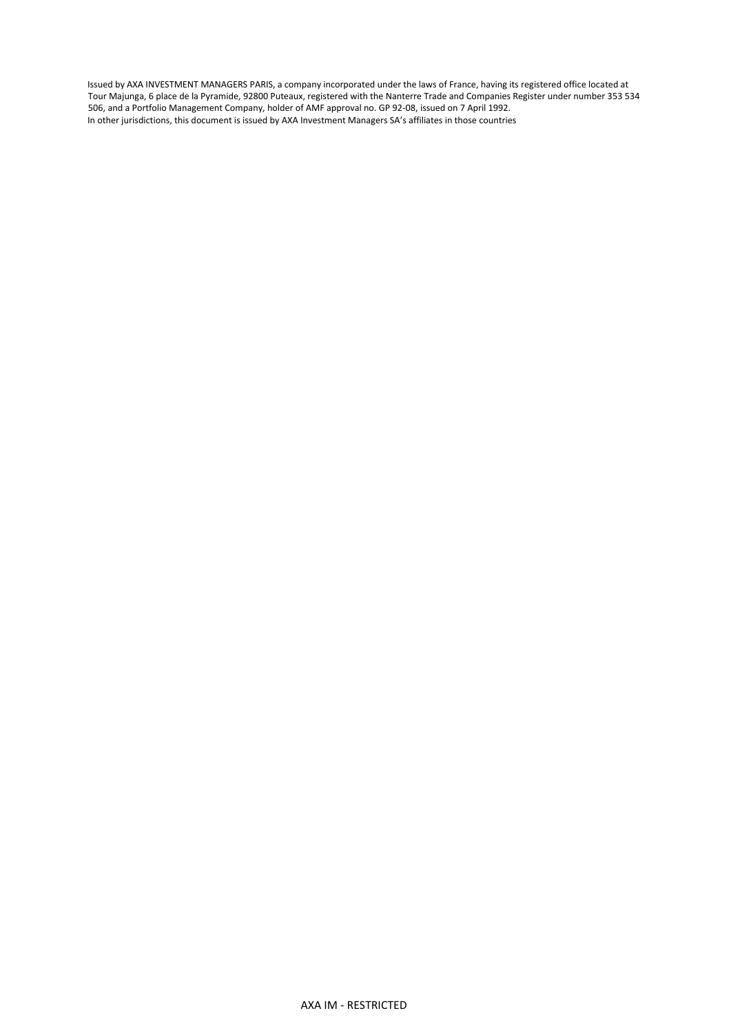Issued by AXA INVESTMENT MANAGERS PARIS, a company incorporated under the laws of France, having its registered office located at Tour Majunga, 6 place de la Pyramide, 92800 Puteaux, registered with the Nanterre Trade and Companies Register under number 353 534 506, and a Portfolio Management Company, holder of AMF approval no. GP 92-08, issued on 7 April 1992.
In other jurisdictions, this document is issued by AXA Investment Managers SA's affiliates in those countries